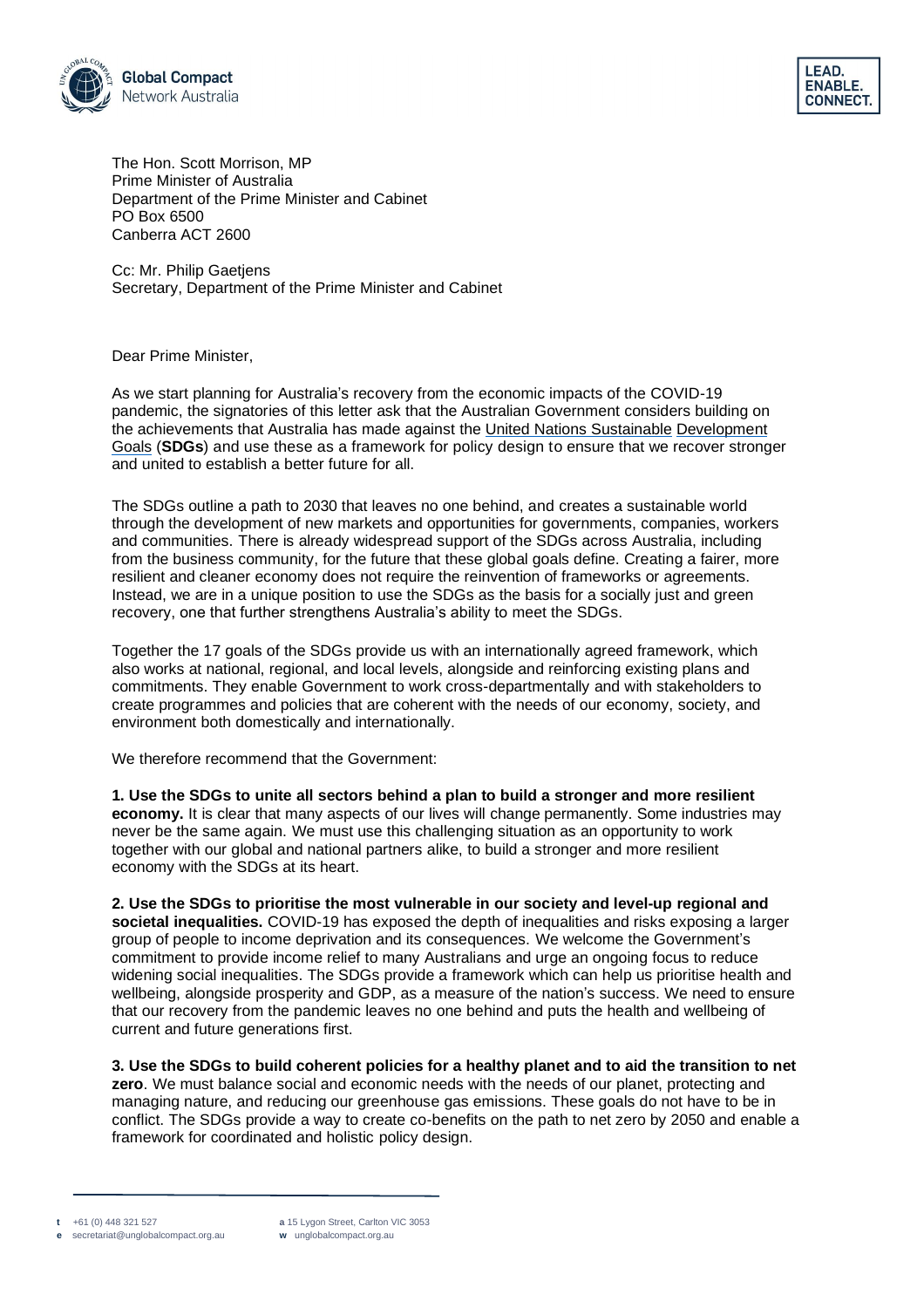The Hon. Scott Morrison, MP
Prime Minister of Australia
Department of the Prime Minister and Cabinet
PO Box 6500
Canberra ACT 2600

Cc: Mr. Philip Gaetjens
Secretary, Department of the Prime Minister and Cabinet

Dear Prime Minister,

As we start planning for Australia's recovery from the economic impacts of the COVID-19 pandemic, the signatories of this letter ask that the Australian Government considers building on the achievements that Australia has made against the United Nations Sustainable Development Goals (**SDGs**) and use these as a framework for policy design to ensure that we recover stronger and united to establish a better future for all.

The SDGs outline a path to 2030 that leaves no one behind, and creates a sustainable world through the development of new markets and opportunities for governments, companies, workers and communities. There is already widespread support of the SDGs across Australia, including from the business community, for the future that these global goals define. Creating a fairer, more resilient and cleaner economy does not require the reinvention of frameworks or agreements. Instead, we are in a unique position to use the SDGs as the basis for a socially just and green recovery, one that further strengthens Australia's ability to meet the SDGs.

Together the 17 goals of the SDGs provide us with an internationally agreed framework, which also works at national, regional, and local levels, alongside and reinforcing existing plans and commitments. They enable Government to work cross-departmentally and with stakeholders to create programmes and policies that are coherent with the needs of our economy, society, and environment both domestically and internationally.

We therefore recommend that the Government:

**1. Use the SDGs to unite all sectors behind a plan to build a stronger and more resilient economy.** It is clear that many aspects of our lives will change permanently. Some industries may never be the same again. We must use this challenging situation as an opportunity to work together with our global and national partners alike, to build a stronger and more resilient economy with the SDGs at its heart.

**2. Use the SDGs to prioritise the most vulnerable in our society and level-up regional and societal inequalities.** COVID-19 has exposed the depth of inequalities and risks exposing a larger group of people to income deprivation and its consequences. We welcome the Government's commitment to provide income relief to many Australians and urge an ongoing focus to reduce widening social inequalities. The SDGs provide a framework which can help us prioritise health and wellbeing, alongside prosperity and GDP, as a measure of the nation's success. We need to ensure that our recovery from the pandemic leaves no one behind and puts the health and wellbeing of current and future generations first.

**3. Use the SDGs to build coherent policies for a healthy planet and to aid the transition to net zero**. We must balance social and economic needs with the needs of our planet, protecting and managing nature, and reducing our greenhouse gas emissions. These goals do not have to be in conflict. The SDGs provide a way to create co-benefits on the path to net zero by 2050 and enable a framework for coordinated and holistic policy design.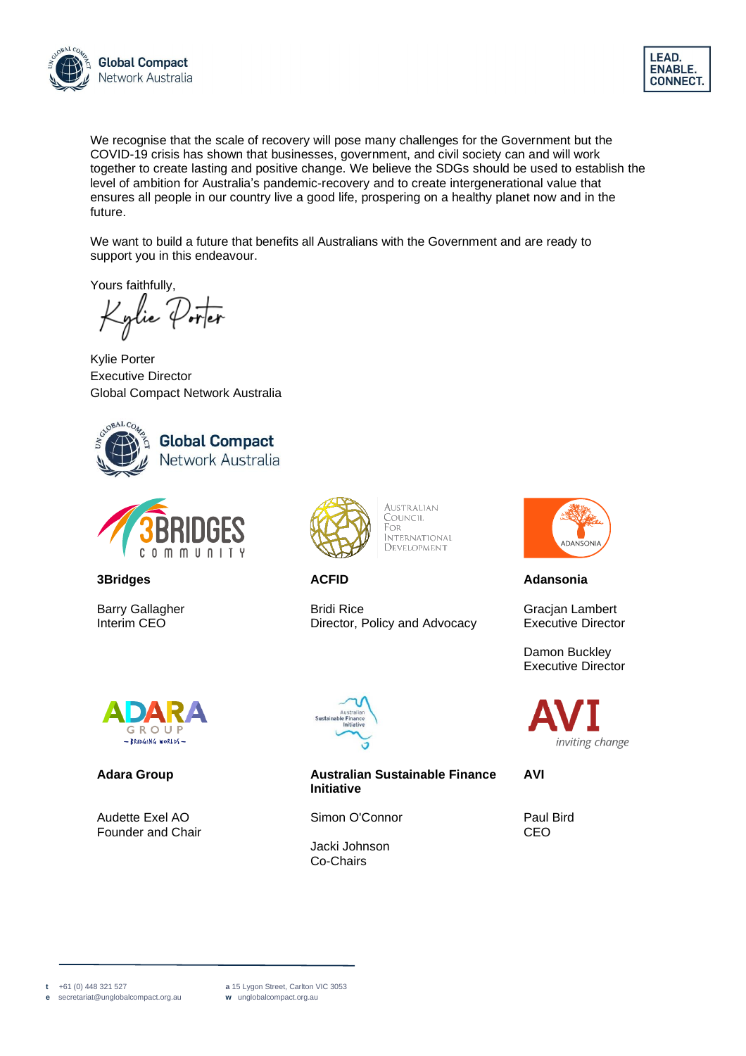We recognise that the scale of recovery will pose many challenges for the Government but the COVID-19 crisis has shown that businesses, government, and civil society can and will work together to create lasting and positive change. We believe the SDGs should be used to establish the level of ambition for Australia's pandemic-recovery and to create intergenerational value that ensures all people in our country live a good life, prospering on a healthy planet now and in the future.

We want to build a future that benefits all Australians with the Government and are ready to support you in this endeavour.

Yours faithfully,

Kylie Porter
Executive Director
Global Compact Network Australia

**3Bridges**

Barry Gallagher
Interim CEO

**ACFID**

Bridi Rice
Director, Policy and Advocacy

**Adansonia**

Gracjan Lambert
Executive Director

Damon Buckley
Executive Director

**Adara Group**

Audette Exel AO
Founder and Chair

**Australian Sustainable Finance Initiative**

Simon O'Connor

Jacki Johnson
Co-Chairs

**AVI**

Paul Bird
CEO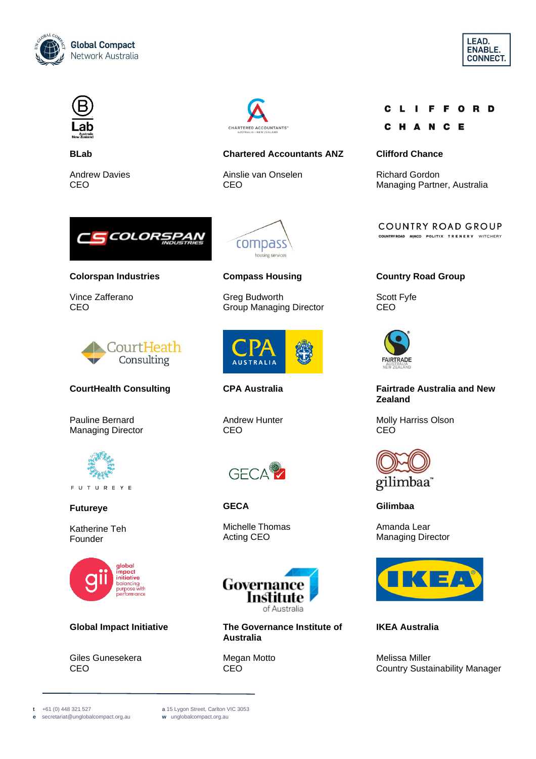**BLab**

Andrew Davies
CEO

**Chartered Accountants ANZ**

Ainslie van Onselen
CEO

**Clifford Chance**

Richard Gordon
Managing Partner, Australia

**Colorspan Industries**

Vince Zafferano
CEO

**Compass Housing**

Greg Budworth
Group Managing Director

**Country Road Group**

Scott Fyfe
CEO

**CourtHealth Consulting**

Pauline Bernard
Managing Director

**CPA Australia**

Andrew Hunter
CEO

**Fairtrade Australia and New Zealand**

Molly Harriss Olson
CEO

**Futureye**

Katherine Teh
Founder

**GECA**

Michelle Thomas
Acting CEO

**Gilimbaa**

Amanda Lear
Managing Director

**Global Impact Initiative**

Giles Gunesekera
CEO

**The Governance Institute of Australia**

Megan Motto
CEO

**IKEA Australia**

Melissa Miller
Country Sustainability Manager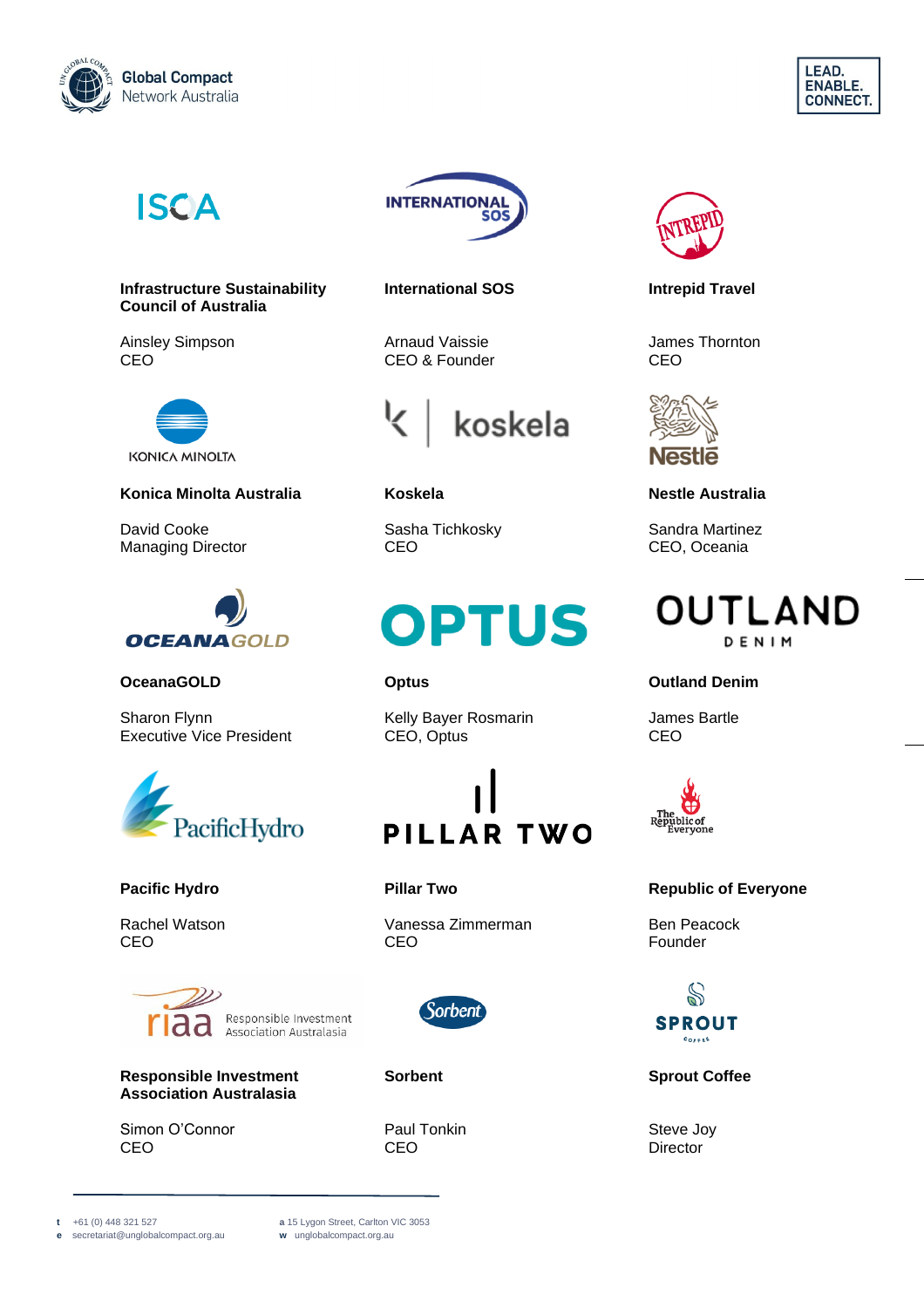**Infrastructure Sustainability Council of Australia**

Ainsley Simpson
CEO

**International SOS**

Arnaud Vaissie
CEO & Founder

**Intrepid Travel**

James Thornton
CEO

**Konica Minolta Australia**

David Cooke
Managing Director

**Koskela**

Sasha Tichkosky
CEO

**Nestle Australia**

Sandra Martinez
CEO, Oceania

**OceanaGOLD**

Sharon Flynn
Executive Vice President

**Optus**

Kelly Bayer Rosmarin
CEO, Optus

**Outland Denim**

James Bartle
CEO

**Pacific Hydro**

Rachel Watson
CEO

**Pillar Two**

Vanessa Zimmerman
CEO

**Republic of Everyone**

Ben Peacock
Founder

**Responsible Investment Association Australasia**

Simon O'Connor
CEO

**Sorbent**

Paul Tonkin
CEO

**Sprout Coffee**

Steve Joy
Director

**t** +61 (0) 448 321 527
**e** secretariat@unglobalcompact.org.au
**a** 15 Lygon Street, Carlton VIC 3053
**w** unglobalcompact.org.au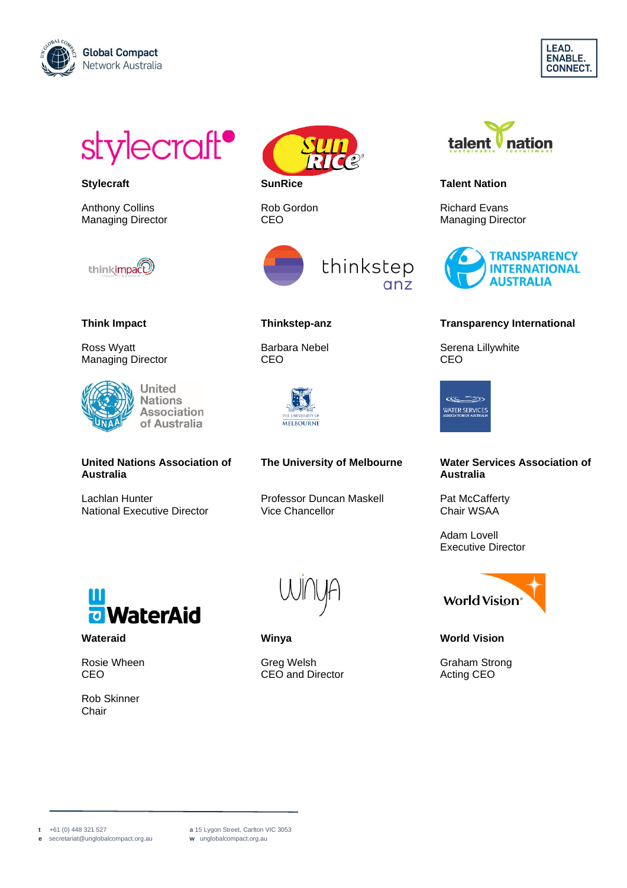**Stylecraft**

Anthony Collins
Managing Director

**SunRice**

Rob Gordon
CEO

**Talent Nation**

Richard Evans
Managing Director

**Think Impact**

Ross Wyatt
Managing Director

**Thinkstep-anz**

Barbara Nebel
CEO

**Transparency International**

Serena Lillywhite
CEO

**United Nations Association of Australia**

Lachlan Hunter
National Executive Director

**The University of Melbourne**

Professor Duncan Maskell
Vice Chancellor

**Water Services Association of Australia**

Pat McCafferty
Chair WSAA

Adam Lovell
Executive Director

**Wateraid**

Rosie Wheen
CEO

Rob Skinner
Chair

**Winya**

Greg Welsh
CEO and Director

**World Vision**

Graham Strong
Acting CEO